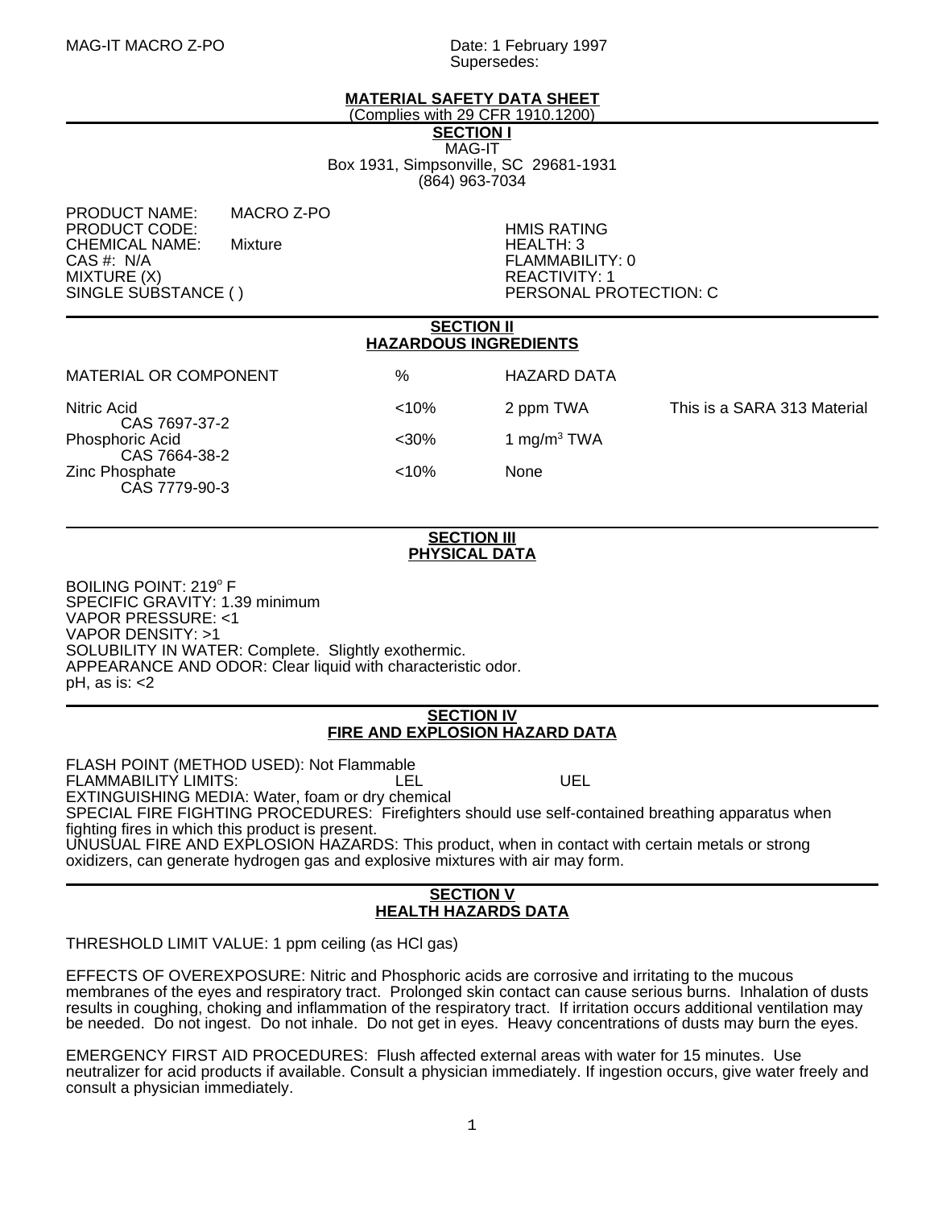MAG-IT MACRO Z-PO

Date: 1 February 1997
Supersedes:

# MATERIAL SAFETY DATA SHEET

(Complies with 29 CFR 1910.1200)

## SECTION I

MAG-IT
Box 1931, Simpsonville, SC 29681-1931
(864) 963-7034

PRODUCT NAME: MACRO Z-PO
PRODUCT CODE:
CHEMICAL NAME: Mixture
CAS #: N/A
MIXTURE (X)
SINGLE SUBSTANCE ( )

HMIS RATING
HEALTH: 3
FLAMMABILITY: 0
REACTIVITY: 1
PERSONAL PROTECTION: C

## SECTION II
## HAZARDOUS INGREDIENTS

| MATERIAL OR COMPONENT | % | HAZARD DATA | |
|---|---|---|---|
| Nitric Acid CAS 7697-37-2 | <10% | 2 ppm TWA | This is a SARA 313 Material |
| Phosphoric Acid CAS 7664-38-2 | <30% | 1 mg/m$^3$ TWA | |
| Zinc Phosphate CAS 7779-90-3 | <10% | None | |

## SECTION III
## PHYSICAL DATA

BOILING POINT: 219$^o$ F
SPECIFIC GRAVITY: 1.39 minimum
VAPOR PRESSURE: <1
VAPOR DENSITY: >1
SOLUBILITY IN WATER: Complete. Slightly exothermic.
APPEARANCE AND ODOR: Clear liquid with characteristic odor.
pH, as is: <2

## SECTION IV
## FIRE AND EXPLOSION HAZARD DATA

FLASH POINT (METHOD USED): Not Flammable
FLAMMABILITY LIMITS: LEL UEL
EXTINGUISHING MEDIA: Water, foam or dry chemical
SPECIAL FIRE FIGHTING PROCEDURES: Firefighters should use self-contained breathing apparatus when fighting fires in which this product is present.
UNUSUAL FIRE AND EXPLOSION HAZARDS: This product, when in contact with certain metals or strong oxidizers, can generate hydrogen gas and explosive mixtures with air may form.

## SECTION V
## HEALTH HAZARDS DATA

THRESHOLD LIMIT VALUE: 1 ppm ceiling (as HCl gas)

EFFECTS OF OVEREXPOSURE: Nitric and Phosphoric acids are corrosive and irritating to the mucous membranes of the eyes and respiratory tract. Prolonged skin contact can cause serious burns. Inhalation of dusts results in coughing, choking and inflammation of the respiratory tract. If irritation occurs additional ventilation may be needed. Do not ingest. Do not inhale. Do not get in eyes. Heavy concentrations of dusts may burn the eyes.

EMERGENCY FIRST AID PROCEDURES: Flush affected external areas with water for 15 minutes. Use neutralizer for acid products if available. Consult a physician immediately. If ingestion occurs, give water freely and consult a physician immediately.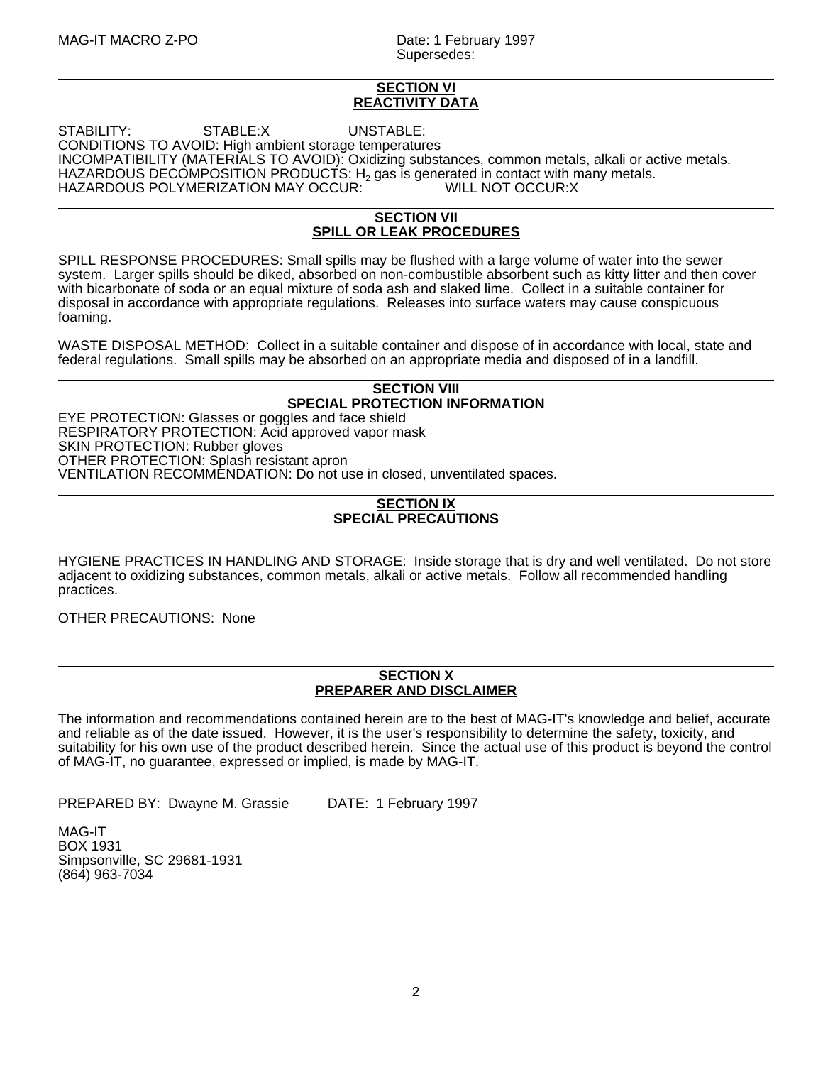MAG-IT MACRO Z-PO

Date: 1 February 1997
Supersedes:

## SECTION VI
## REACTIVITY DATA

STABILITY: STABLE:X UNSTABLE:
CONDITIONS TO AVOID: High ambient storage temperatures
INCOMPATIBILITY (MATERIALS TO AVOID): Oxidizing substances, common metals, alkali or active metals.
HAZARDOUS DECOMPOSITION PRODUCTS: $H_2$ gas is generated in contact with many metals.
HAZARDOUS POLYMERIZATION MAY OCCUR: WILL NOT OCCUR:X

## SECTION VII
## SPILL OR LEAK PROCEDURES

SPILL RESPONSE PROCEDURES: Small spills may be flushed with a large volume of water into the sewer system. Larger spills should be diked, absorbed on non-combustible absorbent such as kitty litter and then cover with bicarbonate of soda or an equal mixture of soda ash and slaked lime. Collect in a suitable container for disposal in accordance with appropriate regulations. Releases into surface waters may cause conspicuous foaming.

WASTE DISPOSAL METHOD: Collect in a suitable container and dispose of in accordance with local, state and federal regulations. Small spills may be absorbed on an appropriate media and disposed of in a landfill.

## SECTION VIII
## SPECIAL PROTECTION INFORMATION

EYE PROTECTION: Glasses or goggles and face shield
RESPIRATORY PROTECTION: Acid approved vapor mask
SKIN PROTECTION: Rubber gloves
OTHER PROTECTION: Splash resistant apron
VENTILATION RECOMMENDATION: Do not use in closed, unventilated spaces.

## SECTION IX
## SPECIAL PRECAUTIONS

HYGIENE PRACTICES IN HANDLING AND STORAGE: Inside storage that is dry and well ventilated. Do not store adjacent to oxidizing substances, common metals, alkali or active metals. Follow all recommended handling practices.

OTHER PRECAUTIONS: None

## SECTION X
## PREPARER AND DISCLAIMER

The information and recommendations contained herein are to the best of MAG-IT's knowledge and belief, accurate and reliable as of the date issued. However, it is the user's responsibility to determine the safety, toxicity, and suitability for his own use of the product described herein. Since the actual use of this product is beyond the control of MAG-IT, no guarantee, expressed or implied, is made by MAG-IT.

PREPARED BY: Dwayne M. Grassie DATE: 1 February 1997

MAG-IT
BOX 1931
Simpsonville, SC 29681-1931
(864) 963-7034